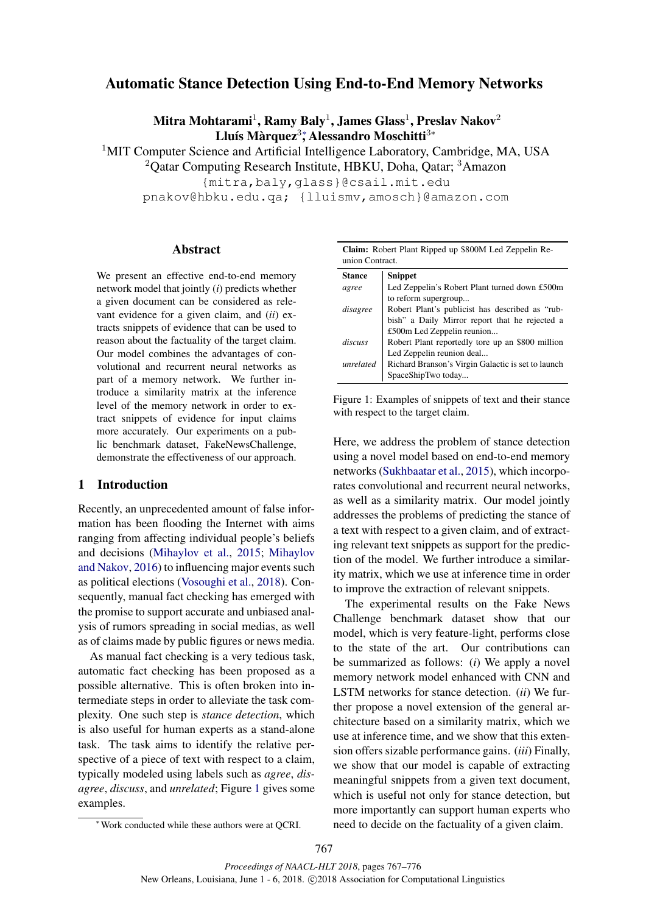# Automatic Stance Detection Using End-to-End Memory Networks

**Mitra Mohtarami[1], Ramy Baly[1], James Glass[1], Preslav Nakov[2]**
**Lluís Màrquez[3]*, Alessandro Moschitti[3]***

[1]MIT Computer Science and Artificial Intelligence Laboratory, Cambridge, MA, USA
[2]Qatar Computing Research Institute, HBKU, Doha, Qatar; [3]Amazon

{mitra,baly,glass}@csail.mit.edu
pnakov@hbku.edu.qa; {lluismv,amosch}@amazon.com

## Abstract

We present an effective end-to-end memory network model that jointly (*i*) predicts whether a given document can be considered as relevant evidence for a given claim, and (*ii*) extracts snippets of evidence that can be used to reason about the factuality of the target claim. Our model combines the advantages of convolutional and recurrent neural networks as part of a memory network. We further introduce a similarity matrix at the inference level of the memory network in order to extract snippets of evidence for input claims more accurately. Our experiments on a public benchmark dataset, FakeNewsChallenge, demonstrate the effectiveness of our approach.

## 1 Introduction

Recently, an unprecedented amount of false information has been flooding the Internet with aims ranging from affecting individual people's beliefs and decisions (Mihaylov et al., 2015; Mihaylov and Nakov, 2016) to influencing major events such as political elections (Vosoughi et al., 2018). Consequently, manual fact checking has emerged with the promise to support accurate and unbiased analysis of rumors spreading in social medias, as well as of claims made by public figures or news media.

As manual fact checking is a very tedious task, automatic fact checking has been proposed as a possible alternative. This is often broken into intermediate steps in order to alleviate the task complexity. One such step is *stance detection*, which is also useful for human experts as a stand-alone task. The task aims to identify the relative perspective of a piece of text with respect to a claim, typically modeled using labels such as *agree*, *disagree*, *discuss*, and *unrelated*; Figure 1 gives some examples.

**Claim:** Robert Plant Ripped up $800M Led Zeppelin Reunion Contract.

| **Stance** | **Snippet** |
|---|---|
| *agree* | Led Zeppelin's Robert Plant turned down £500m to reform supergroup... |
| *disagree* | Robert Plant's publicist has described as "rubbish" a Daily Mirror report that he rejected a £500m Led Zeppelin reunion... |
| *discuss* | Robert Plant reportedly tore up an $800 million Led Zeppelin reunion deal... |
| *unrelated* | Richard Branson's Virgin Galactic is set to launch SpaceShipTwo today... |

Figure 1: Examples of snippets of text and their stance with respect to the target claim.

Here, we address the problem of stance detection using a novel model based on end-to-end memory networks (Sukhbaatar et al., 2015), which incorporates convolutional and recurrent neural networks, as well as a similarity matrix. Our model jointly addresses the problems of predicting the stance of a text with respect to a given claim, and of extracting relevant text snippets as support for the prediction of the model. We further introduce a similarity matrix, which we use at inference time in order to improve the extraction of relevant snippets.

The experimental results on the Fake News Challenge benchmark dataset show that our model, which is very feature-light, performs close to the state of the art. Our contributions can be summarized as follows: (*i*) We apply a novel memory network model enhanced with CNN and LSTM networks for stance detection. (*ii*) We further propose a novel extension of the general architecture based on a similarity matrix, which we use at inference time, and we show that this extension offers sizable performance gains. (*iii*) Finally, we show that our model is capable of extracting meaningful snippets from a given text document, which is useful not only for stance detection, but more importantly can support human experts who need to decide on the factuality of a given claim.

*Work conducted while these authors were at QCRI.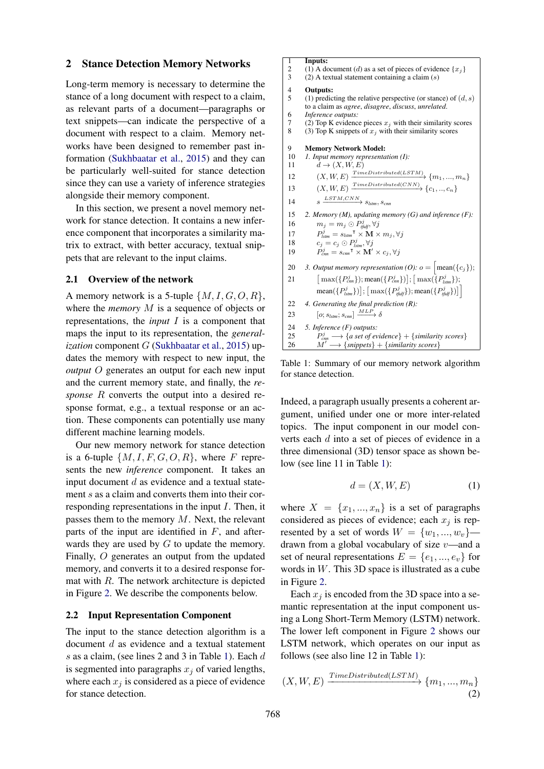## 2 Stance Detection Memory Networks

Long-term memory is necessary to determine the stance of a long document with respect to a claim, as relevant parts of a document—paragraphs or text snippets—can indicate the perspective of a document with respect to a claim. Memory networks have been designed to remember past information (Sukhbaatar et al., 2015) and they can be particularly well-suited for stance detection since they can use a variety of inference strategies alongside their memory component.

In this section, we present a novel memory network for stance detection. It contains a new inference component that incorporates a similarity matrix to extract, with better accuracy, textual snippets that are relevant to the input claims.

### 2.1 Overview of the network

A memory network is a 5-tuple $\{M, I, G, O, R\}$, where the *memory* $M$ is a sequence of objects or representations, the *input* $I$ is a component that maps the input to its representation, the *generalization* component $G$ (Sukhbaatar et al., 2015) updates the memory with respect to new input, the *output* $O$ generates an output for each new input and the current memory state, and finally, the *response* $R$ converts the output into a desired response format, e.g., a textual response or an action. These components can potentially use many different machine learning models.

Our new memory network for stance detection is a 6-tuple $\{M, I, F, G, O, R\}$, where $F$ represents the new *inference* component. It takes an input document $d$ as evidence and a textual statement $s$ as a claim and converts them into their corresponding representations in the input $I$. Then, it passes them to the memory $M$. Next, the relevant parts of the input are identified in $F$, and afterwards they are used by $G$ to update the memory. Finally, $O$ generates an output from the updated memory, and converts it to a desired response format with $R$. The network architecture is depicted in Figure 2. We describe the components below.

### 2.2 Input Representation Component

The input to the stance detection algorithm is a document $d$ as evidence and a textual statement $s$ as a claim, (see lines 2 and 3 in Table 1). Each $d$ is segmented into paragraphs $x_j$ of varied lengths, where each $x_j$ is considered as a piece of evidence for stance detection.

| | |
|---|---|
| 1 | **Inputs:** |
| 2 | (1) A document ($d$) as a set of pieces of evidence $\{x_j\}$ |
| 3 | (2) A textual statement containing a claim ($s$) |
| 4 | **Outputs:** |
| 5 | (1) predicting the relative perspective (or stance) of $(d, s)$ to a claim as *agree, disagree, discuss, unrelated.* |
| 6 | *Inference outputs:* |
| 7 | (2) Top K evidence pieces $x_j$ with their similarity scores |
| 8 | (3) Top K snippets of $x_j$ with their similarity scores |
| 9 | **Memory Network Model:** |
| 10 | *1. Input memory representation (I):* |
| 11 | $d \rightarrow (X, W, E)$ |
| 12 | $(X, W, E) \xrightarrow{TimeDistributed(LSTM)} \{m_1, ..., m_n\}$ |
| 13 | $(X, W, E) \xrightarrow{TimeDistributed(CNN)} \{c_1, .., c_n\}$ |
| 14 | $s \xrightarrow{LSTM, CNN} s_{lstm}, s_{cnn}$ |
| 15 | *2. Memory (M), updating memory (G) and inference (F):* |
| 16 | $m_j = m_j \odot P^j_{tfidf}, \forall j$ |
| 17 | $P^j_{lstm} = {s_{lstm}}^\intercal \times \mathbf{M} \times m_j, \forall j$ |
| 18 | $c_j = c_j \odot P^j_{lstm}, \forall j$ |
| 19 | $P^j_{cnn} = {s_{cnn}}^\intercal \times \mathbf{M}' \times c_j, \forall j$ |
| 20 | *3. Output memory representation (O):* $o = \Big[\text{mean}(\{c_j\});$ |
| 21 | $\big[\max(\{P^j_{cnn}\}); \text{mean}(\{P^j_{cnn}\})\big]; \big[\max(\{P^j_{lstm}\});$ $\text{mean}(\{P^j_{lstm}\})\big]; \big[\max(\{P^j_{tfidf}\}); \text{mean}(\{P^j_{tfidf}\})\big]\Big]$ |
| 22 | *4. Generating the final prediction (R):* |
| 23 | $[o; s_{lstm}; s_{cnn}] \xrightarrow{MLP} \delta$ |
| 24 | *5. Inference (F) outputs:* |
| 25 | $P^j_{cnn} \longrightarrow$ {*a set of evidence*} + {*similarity scores*} |
| 26 | $M' \longrightarrow$ {*snippets*} + {*similarity scores*} |

Table 1: Summary of our memory network algorithm for stance detection.

Indeed, a paragraph usually presents a coherent argument, unified under one or more inter-related topics. The input component in our model converts each $d$ into a set of pieces of evidence in a three dimensional (3D) tensor space as shown below (see line 11 in Table 1):

$$d = (X, W, E) \tag{1}$$

where $X = \{x_1, ..., x_n\}$ is a set of paragraphs considered as pieces of evidence; each $x_j$ is represented by a set of words $W = \{w_1, ..., w_v\}$—drawn from a global vocabulary of size $v$—and a set of neural representations $E = \{e_1, ..., e_v\}$ for words in $W$. This 3D space is illustrated as a cube in Figure 2.

Each $x_j$ is encoded from the 3D space into a semantic representation at the input component using a Long Short-Term Memory (LSTM) network. The lower left component in Figure 2 shows our LSTM network, which operates on our input as follows (see also line 12 in Table 1):

$$(X, W, E) \xrightarrow{TimeDistributed(LSTM)} \{m_1, ..., m_n\} \tag{2}$$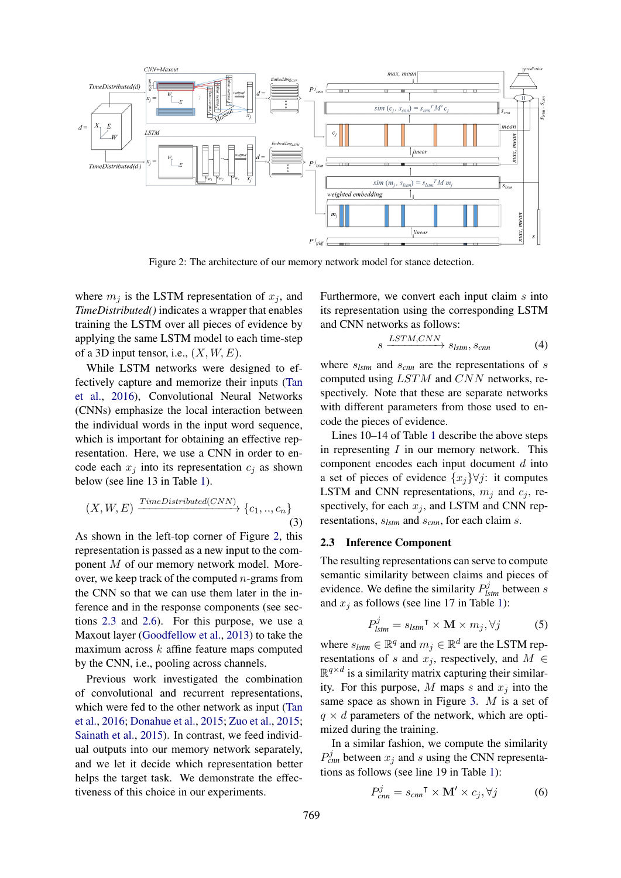Figure 2: The architecture of our memory network model for stance detection.

where $m_j$ is the LSTM representation of $x_j$, and *TimeDistributed()* indicates a wrapper that enables training the LSTM over all pieces of evidence by applying the same LSTM model to each time-step of a 3D input tensor, i.e., $(X, W, E)$.

While LSTM networks were designed to effectively capture and memorize their inputs (Tan et al., 2016), Convolutional Neural Networks (CNNs) emphasize the local interaction between the individual words in the input word sequence, which is important for obtaining an effective representation. Here, we use a CNN in order to encode each $x_j$ into its representation $c_j$ as shown below (see line 13 in Table 1).

$$(X, W, E) \xrightarrow{TimeDistributed(CNN)} \{c_1, .., c_n\} \tag{3}$$

As shown in the left-top corner of Figure 2, this representation is passed as a new input to the component $M$ of our memory network model. Moreover, we keep track of the computed $n$-grams from the CNN so that we can use them later in the inference and in the response components (see sections 2.3 and 2.6). For this purpose, we use a Maxout layer (Goodfellow et al., 2013) to take the maximum across $k$ affine feature maps computed by the CNN, i.e., pooling across channels.

Previous work investigated the combination of convolutional and recurrent representations, which were fed to the other network as input (Tan et al., 2016; Donahue et al., 2015; Zuo et al., 2015; Sainath et al., 2015). In contrast, we feed individual outputs into our memory network separately, and we let it decide which representation better helps the target task. We demonstrate the effectiveness of this choice in our experiments.

Furthermore, we convert each input claim $s$ into its representation using the corresponding LSTM and CNN networks as follows:

$$s \xrightarrow{LSTM,CNN} s_{lstm}, s_{cnn} \tag{4}$$

where $s_{lstm}$ and $s_{cnn}$ are the representations of $s$ computed using $LSTM$ and $CNN$ networks, respectively. Note that these are separate networks with different parameters from those used to encode the pieces of evidence.

Lines 10–14 of Table 1 describe the above steps in representing $I$ in our memory network. This component encodes each input document $d$ into a set of pieces of evidence $\{x_j\}\forall j$: it computes LSTM and CNN representations, $m_j$ and $c_j$, respectively, for each $x_j$, and LSTM and CNN representations, $s_{lstm}$ and $s_{cnn}$, for each claim $s$.

## 2.3 Inference Component

The resulting representations can serve to compute semantic similarity between claims and pieces of evidence. We define the similarity $P^j_{lstm}$ between $s$ and $x_j$ as follows (see line 17 in Table 1):

$$P^j_{lstm} = {s_{lstm}}^{\intercal} \times \mathbf{M} \times m_j, \forall j \tag{5}$$

where $s_{lstm} \in \mathbb{R}^q$ and $m_j \in \mathbb{R}^d$ are the LSTM representations of $s$ and $x_j$, respectively, and $M \in \mathbb{R}^{q \times d}$ is a similarity matrix capturing their similarity. For this purpose, $M$ maps $s$ and $x_j$ into the same space as shown in Figure 3. $M$ is a set of $q \times d$ parameters of the network, which are optimized during the training.

In a similar fashion, we compute the similarity $P^j_{cnn}$ between $x_j$ and $s$ using the CNN representations as follows (see line 19 in Table 1):

$$P^j_{cnn} = {s_{cnn}}^{\intercal} \times \mathbf{M'} \times c_j, \forall j \tag{6}$$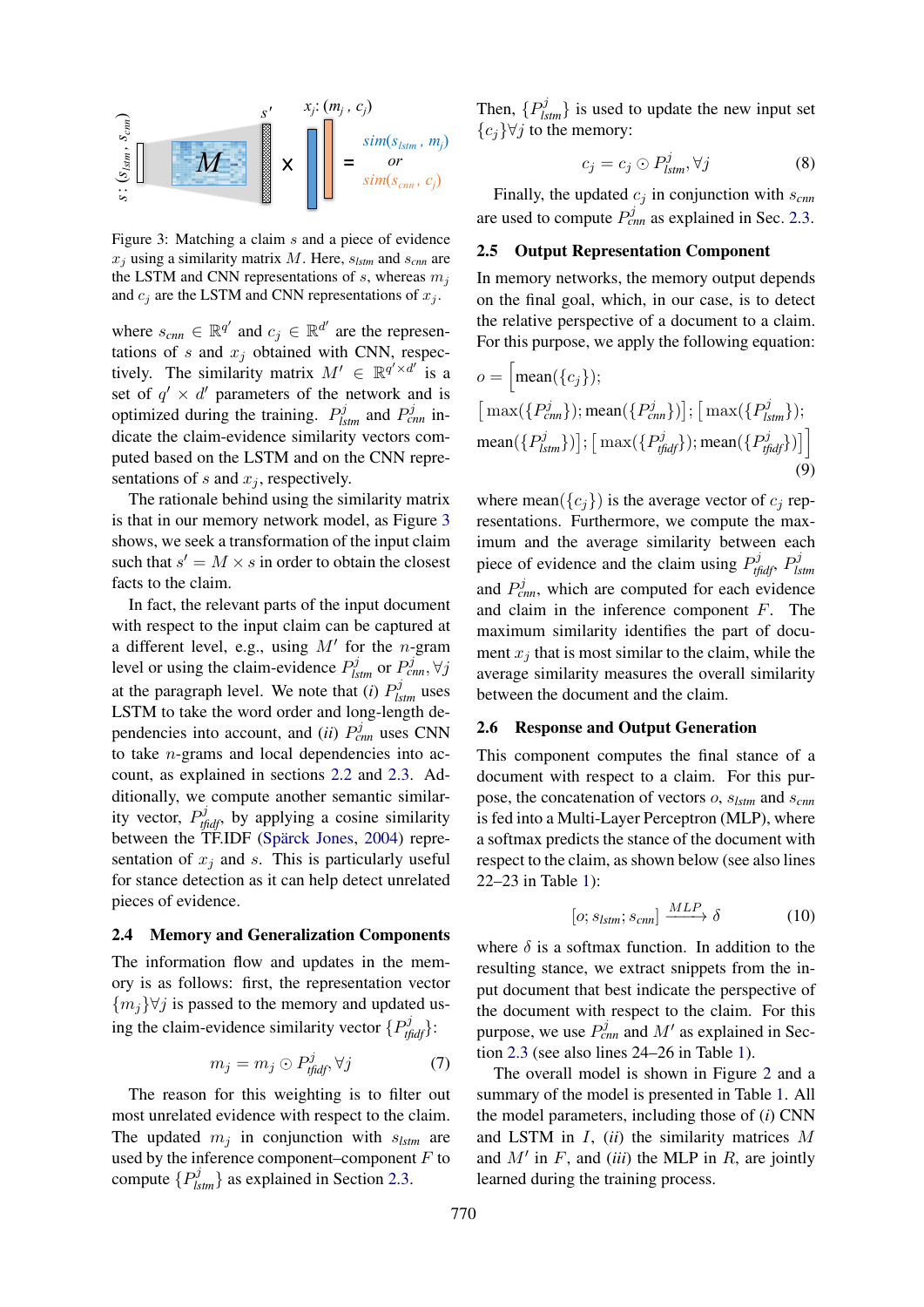Figure 3: Matching a claim $s$ and a piece of evidence $x_j$ using a similarity matrix $M$. Here, $s_{lstm}$ and $s_{cnn}$ are the LSTM and CNN representations of $s$, whereas $m_j$ and $c_j$ are the LSTM and CNN representations of $x_j$.

where $s_{cnn} \in \mathbb{R}^{q'}$ and $c_j \in \mathbb{R}^{d'}$ are the representations of $s$ and $x_j$ obtained with CNN, respectively. The similarity matrix $M' \in \mathbb{R}^{q' \times d'}$ is a set of $q' \times d'$ parameters of the network and is optimized during the training. $P^j_{lstm}$ and $P^j_{cnn}$ indicate the claim-evidence similarity vectors computed based on the LSTM and on the CNN representations of $s$ and $x_j$, respectively.

The rationale behind using the similarity matrix is that in our memory network model, as Figure 3 shows, we seek a transformation of the input claim such that $s' = M \times s$ in order to obtain the closest facts to the claim.

In fact, the relevant parts of the input document with respect to the input claim can be captured at a different level, e.g., using $M'$ for the $n$-gram level or using the claim-evidence $P^j_{lstm}$ or $P^j_{cnn}, \forall j$ at the paragraph level. We note that (*i*) $P^j_{lstm}$ uses LSTM to take the word order and long-length dependencies into account, and (*ii*) $P^j_{cnn}$ uses CNN to take $n$-grams and local dependencies into account, as explained in sections 2.2 and 2.3. Additionally, we compute another semantic similarity vector, $P^j_{tfidf}$, by applying a cosine similarity between the TF.IDF (Spärck Jones, 2004) representation of $x_j$ and $s$. This is particularly useful for stance detection as it can help detect unrelated pieces of evidence.

### 2.4 Memory and Generalization Components

The information flow and updates in the memory is as follows: first, the representation vector $\{m_j\} \forall j$ is passed to the memory and updated using the claim-evidence similarity vector $\{P^j_{tfidf}\}$:

$$m_j = m_j \odot P^j_{tfidf}, \forall j \tag{7}$$

The reason for this weighting is to filter out most unrelated evidence with respect to the claim. The updated $m_j$ in conjunction with $s_{lstm}$ are used by the inference component–component $F$ to compute $\{P^j_{lstm}\}$ as explained in Section 2.3.

Then, $\{P^j_{lstm}\}$ is used to update the new input set $\{c_j\} \forall j$ to the memory:

$$c_j = c_j \odot P^j_{lstm}, \forall j \tag{8}$$

Finally, the updated $c_j$ in conjunction with $s_{cnn}$ are used to compute $P^j_{cnn}$ as explained in Sec. 2.3.

### 2.5 Output Representation Component

In memory networks, the memory output depends on the final goal, which, in our case, is to detect the relative perspective of a document to a claim. For this purpose, we apply the following equation:

$$o = \Big[\text{mean}(\{c_j\}); \big[\max(\{P^j_{cnn}\}); \text{mean}(\{P^j_{cnn}\})\big]; \big[\max(\{P^j_{lstm}\}); \text{mean}(\{P^j_{lstm}\})\big]; \big[\max(\{P^j_{tfidf}\}); \text{mean}(\{P^j_{tfidf}\})\big]\Big] \tag{9}$$

where $\text{mean}(\{c_j\})$ is the average vector of $c_j$ representations. Furthermore, we compute the maximum and the average similarity between each piece of evidence and the claim using $P^j_{tfidf}$, $P^j_{lstm}$ and $P^j_{cnn}$, which are computed for each evidence and claim in the inference component $F$. The maximum similarity identifies the part of document $x_j$ that is most similar to the claim, while the average similarity measures the overall similarity between the document and the claim.

### 2.6 Response and Output Generation

This component computes the final stance of a document with respect to a claim. For this purpose, the concatenation of vectors $o$, $s_{lstm}$ and $s_{cnn}$ is fed into a Multi-Layer Perceptron (MLP), where a softmax predicts the stance of the document with respect to the claim, as shown below (see also lines 22–23 in Table 1):

$$[o; s_{lstm}; s_{cnn}] \xrightarrow{MLP} \delta \tag{10}$$

where $\delta$ is a softmax function. In addition to the resulting stance, we extract snippets from the input document that best indicate the perspective of the document with respect to the claim. For this purpose, we use $P^j_{cnn}$ and $M'$ as explained in Section 2.3 (see also lines 24–26 in Table 1).

The overall model is shown in Figure 2 and a summary of the model is presented in Table 1. All the model parameters, including those of (*i*) CNN and LSTM in $I$, (*ii*) the similarity matrices $M$ and $M'$ in $F$, and (*iii*) the MLP in $R$, are jointly learned during the training process.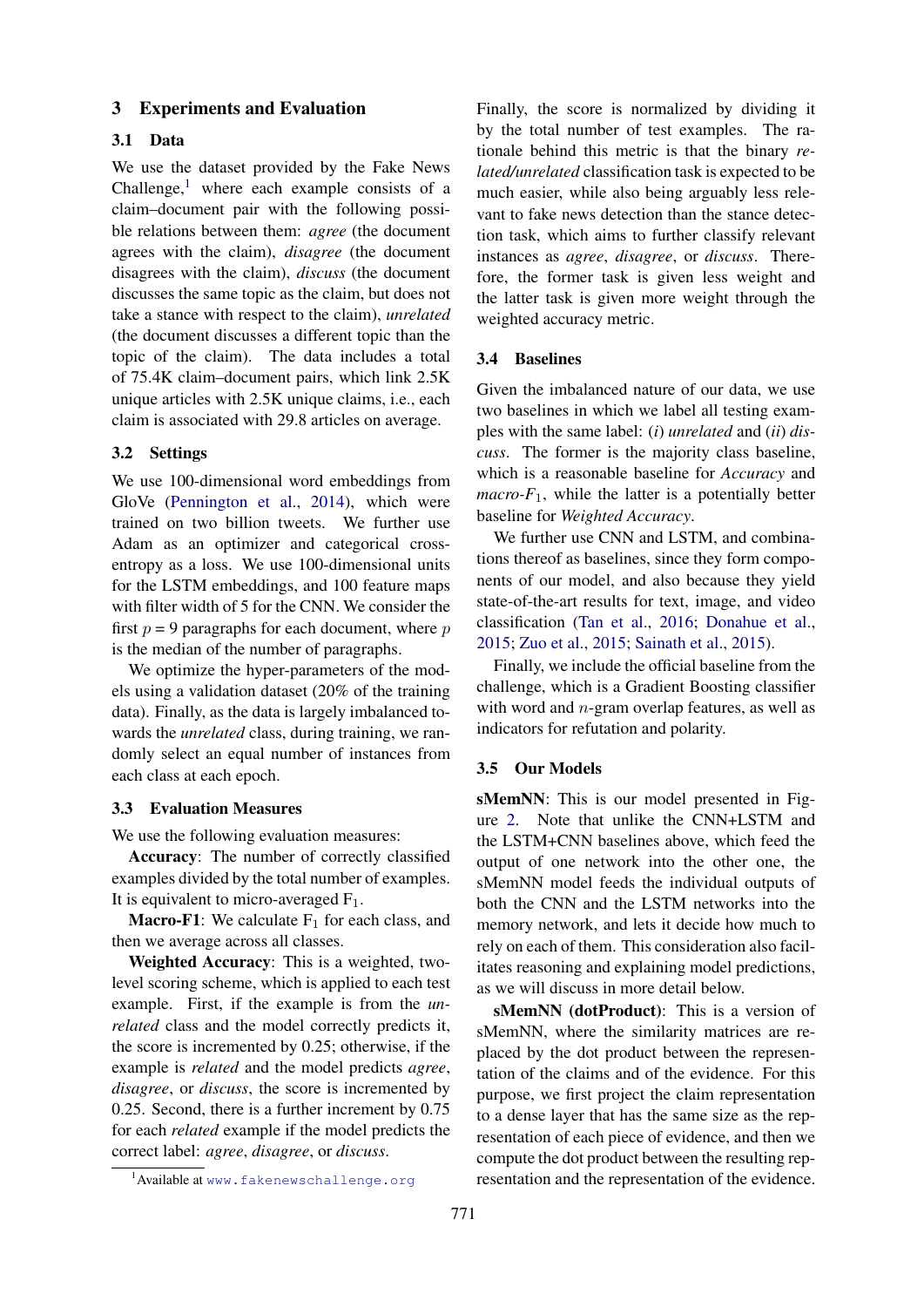## 3 Experiments and Evaluation

### 3.1 Data

We use the dataset provided by the Fake News Challenge,[1] where each example consists of a claim–document pair with the following possible relations between them: *agree* (the document agrees with the claim), *disagree* (the document disagrees with the claim), *discuss* (the document discusses the same topic as the claim, but does not take a stance with respect to the claim), *unrelated* (the document discusses a different topic than the topic of the claim). The data includes a total of 75.4K claim–document pairs, which link 2.5K unique articles with 2.5K unique claims, i.e., each claim is associated with 29.8 articles on average.

### 3.2 Settings

We use 100-dimensional word embeddings from GloVe (Pennington et al., 2014), which were trained on two billion tweets. We further use Adam as an optimizer and categorical cross-entropy as a loss. We use 100-dimensional units for the LSTM embeddings, and 100 feature maps with filter width of 5 for the CNN. We consider the first $p$ = 9 paragraphs for each document, where $p$ is the median of the number of paragraphs.

We optimize the hyper-parameters of the models using a validation dataset (20% of the training data). Finally, as the data is largely imbalanced towards the *unrelated* class, during training, we randomly select an equal number of instances from each class at each epoch.

### 3.3 Evaluation Measures

We use the following evaluation measures:

**Accuracy**: The number of correctly classified examples divided by the total number of examples. It is equivalent to micro-averaged $F_1$.

**Macro-F1**: We calculate $F_1$ for each class, and then we average across all classes.

**Weighted Accuracy**: This is a weighted, two-level scoring scheme, which is applied to each test example. First, if the example is from the *unrelated* class and the model correctly predicts it, the score is incremented by 0.25; otherwise, if the example is *related* and the model predicts *agree*, *disagree*, or *discuss*, the score is incremented by 0.25. Second, there is a further increment by 0.75 for each *related* example if the model predicts the correct label: *agree*, *disagree*, or *discuss*. Finally, the score is normalized by dividing it by the total number of test examples. The rationale behind this metric is that the binary *related/unrelated* classification task is expected to be much easier, while also being arguably less relevant to fake news detection than the stance detection task, which aims to further classify relevant instances as *agree*, *disagree*, or *discuss*. Therefore, the former task is given less weight and the latter task is given more weight through the weighted accuracy metric.

### 3.4 Baselines

Given the imbalanced nature of our data, we use two baselines in which we label all testing examples with the same label: (*i*) *unrelated* and (*ii*) *discuss*. The former is the majority class baseline, which is a reasonable baseline for *Accuracy* and *macro-$F_1$*, while the latter is a potentially better baseline for *Weighted Accuracy*.

We further use CNN and LSTM, and combinations thereof as baselines, since they form components of our model, and also because they yield state-of-the-art results for text, image, and video classification (Tan et al., 2016; Donahue et al., 2015; Zuo et al., 2015; Sainath et al., 2015).

Finally, we include the official baseline from the challenge, which is a Gradient Boosting classifier with word and $n$-gram overlap features, as well as indicators for refutation and polarity.

### 3.5 Our Models

**sMemNN**: This is our model presented in Figure 2. Note that unlike the CNN+LSTM and the LSTM+CNN baselines above, which feed the output of one network into the other one, the sMemNN model feeds the individual outputs of both the CNN and the LSTM networks into the memory network, and lets it decide how much to rely on each of them. This consideration also facilitates reasoning and explaining model predictions, as we will discuss in more detail below.

**sMemNN (dotProduct)**: This is a version of sMemNN, where the similarity matrices are replaced by the dot product between the representation of the claims and of the evidence. For this purpose, we first project the claim representation to a dense layer that has the same size as the representation of each piece of evidence, and then we compute the dot product between the resulting representation and the representation of the evidence.

[1] Available at www.fakenewschallenge.org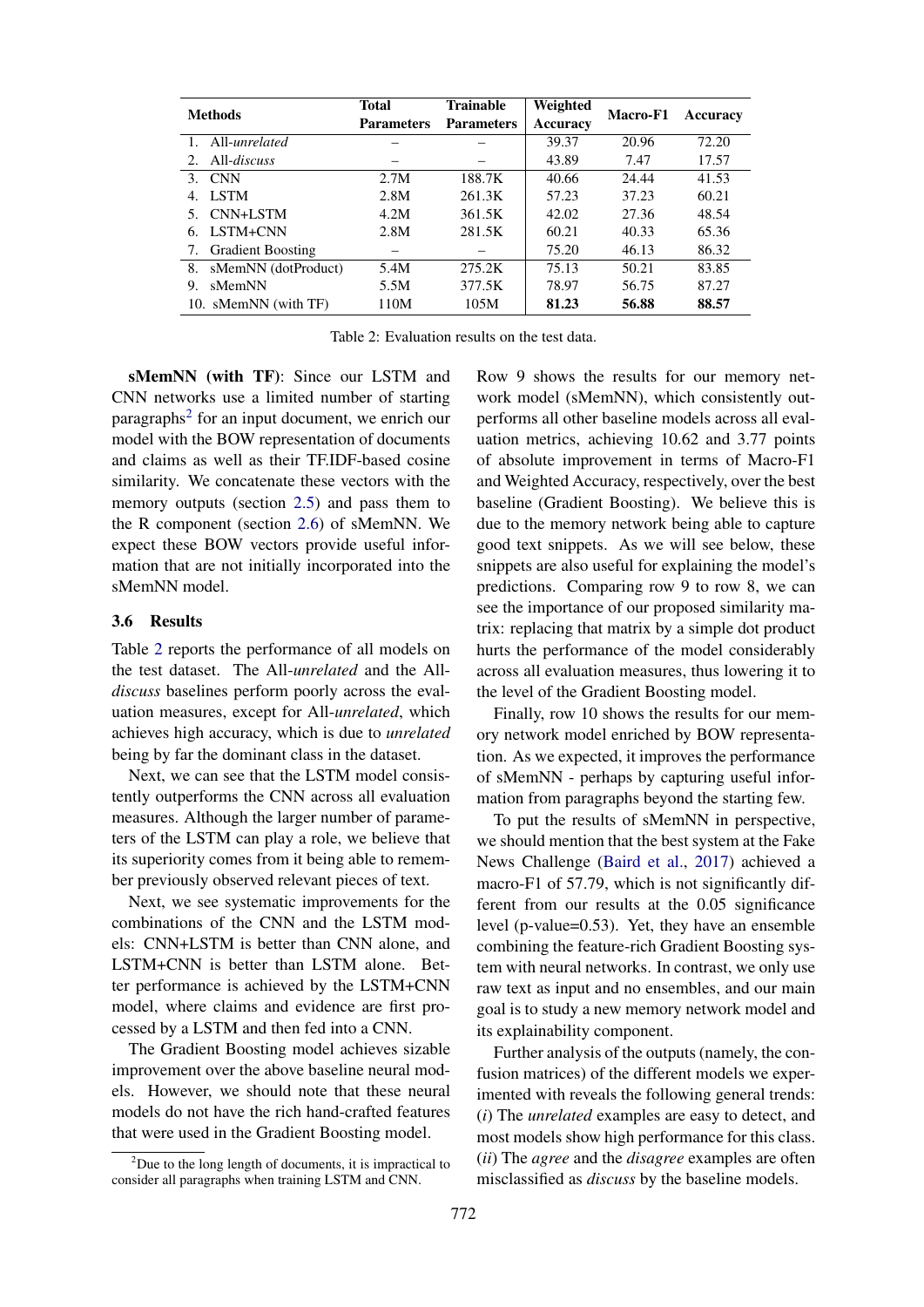| Methods | Total Parameters | Trainable Parameters | Weighted Accuracy | Macro-F1 | Accuracy |
|---|---|---|---|---|---|
| 1. All-*unrelated* | – | – | 39.37 | 20.96 | 72.20 |
| 2. All-*discuss* | – | – | 43.89 | 7.47 | 17.57 |
| 3. CNN | 2.7M | 188.7K | 40.66 | 24.44 | 41.53 |
| 4. LSTM | 2.8M | 261.3K | 57.23 | 37.23 | 60.21 |
| 5. CNN+LSTM | 4.2M | 361.5K | 42.02 | 27.36 | 48.54 |
| 6. LSTM+CNN | 2.8M | 281.5K | 60.21 | 40.33 | 65.36 |
| 7. Gradient Boosting | – | – | 75.20 | 46.13 | 86.32 |
| 8. sMemNN (dotProduct) | 5.4M | 275.2K | 75.13 | 50.21 | 83.85 |
| 9. sMemNN | 5.5M | 377.5K | 78.97 | 56.75 | 87.27 |
| 10. sMemNN (with TF) | 110M | 105M | **81.23** | **56.88** | **88.57** |

Table 2: Evaluation results on the test data.

**sMemNN (with TF)**: Since our LSTM and CNN networks use a limited number of starting paragraphs[2] for an input document, we enrich our model with the BOW representation of documents and claims as well as their TF.IDF-based cosine similarity. We concatenate these vectors with the memory outputs (section 2.5) and pass them to the R component (section 2.6) of sMemNN. We expect these BOW vectors provide useful information that are not initially incorporated into the sMemNN model.

### 3.6 Results

Table 2 reports the performance of all models on the test dataset. The All-*unrelated* and the All-*discuss* baselines perform poorly across the evaluation measures, except for All-*unrelated*, which achieves high accuracy, which is due to *unrelated* being by far the dominant class in the dataset.

Next, we can see that the LSTM model consistently outperforms the CNN across all evaluation measures. Although the larger number of parameters of the LSTM can play a role, we believe that its superiority comes from it being able to remember previously observed relevant pieces of text.

Next, we see systematic improvements for the combinations of the CNN and the LSTM models: CNN+LSTM is better than CNN alone, and LSTM+CNN is better than LSTM alone. Better performance is achieved by the LSTM+CNN model, where claims and evidence are first processed by a LSTM and then fed into a CNN.

The Gradient Boosting model achieves sizable improvement over the above baseline neural models. However, we should note that these neural models do not have the rich hand-crafted features that were used in the Gradient Boosting model.

[2]Due to the long length of documents, it is impractical to consider all paragraphs when training LSTM and CNN.

Row 9 shows the results for our memory network model (sMemNN), which consistently outperforms all other baseline models across all evaluation metrics, achieving 10.62 and 3.77 points of absolute improvement in terms of Macro-F1 and Weighted Accuracy, respectively, over the best baseline (Gradient Boosting). We believe this is due to the memory network being able to capture good text snippets. As we will see below, these snippets are also useful for explaining the model's predictions. Comparing row 9 to row 8, we can see the importance of our proposed similarity matrix: replacing that matrix by a simple dot product hurts the performance of the model considerably across all evaluation measures, thus lowering it to the level of the Gradient Boosting model.

Finally, row 10 shows the results for our memory network model enriched by BOW representation. As we expected, it improves the performance of sMemNN - perhaps by capturing useful information from paragraphs beyond the starting few.

To put the results of sMemNN in perspective, we should mention that the best system at the Fake News Challenge (Baird et al., 2017) achieved a macro-F1 of 57.79, which is not significantly different from our results at the 0.05 significance level (p-value=0.53). Yet, they have an ensemble combining the feature-rich Gradient Boosting system with neural networks. In contrast, we only use raw text as input and no ensembles, and our main goal is to study a new memory network model and its explainability component.

Further analysis of the outputs (namely, the confusion matrices) of the different models we experimented with reveals the following general trends: (*i*) The *unrelated* examples are easy to detect, and most models show high performance for this class. (*ii*) The *agree* and the *disagree* examples are often misclassified as *discuss* by the baseline models.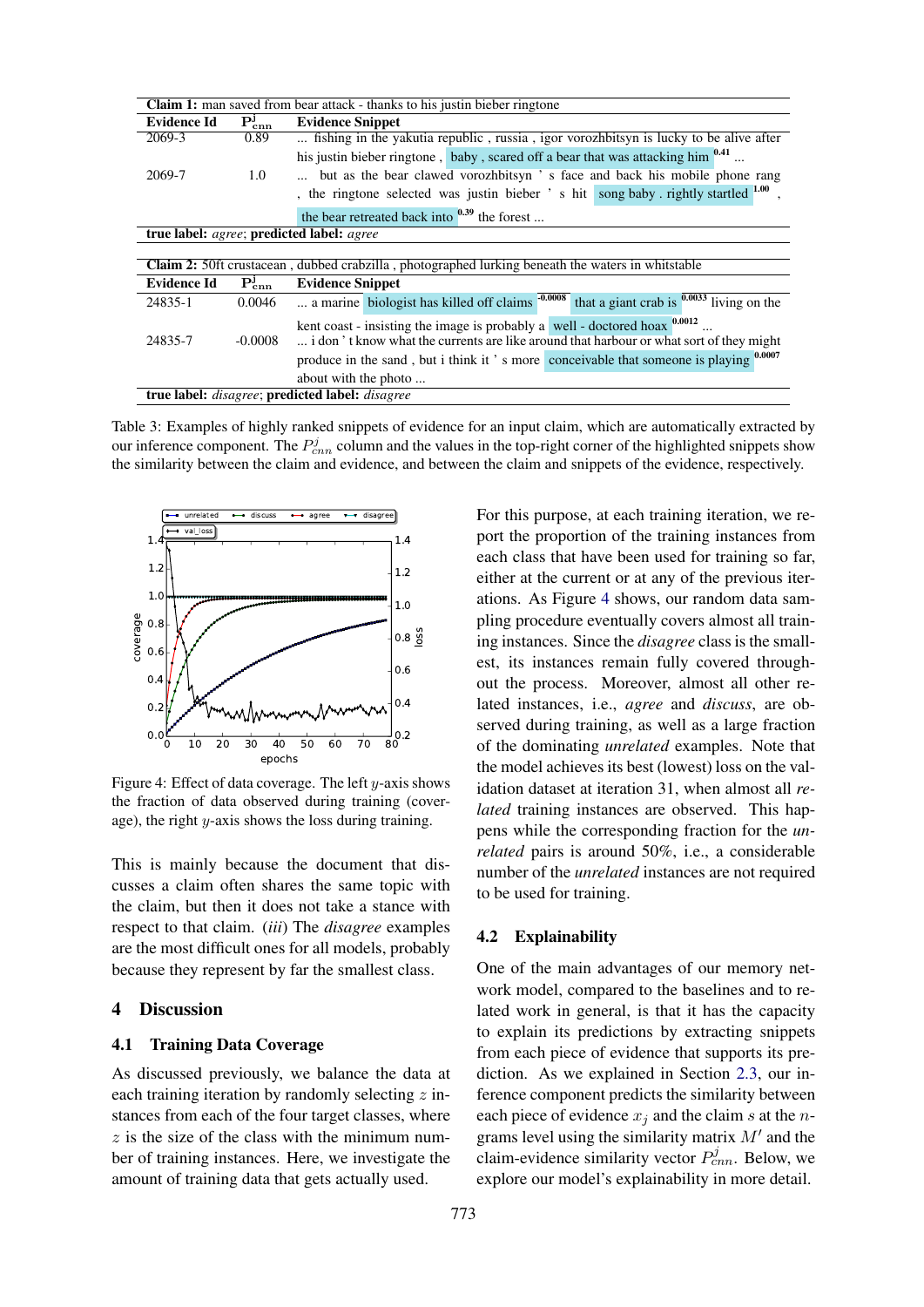| Claim 1: man saved from bear attack - thanks to his justin bieber ringtone | | |
|---|---|---|
| **Evidence Id** | $\mathbf{P^j_{cnn}}$ | **Evidence Snippet** |
| 2069-3 | 0.89 | ... fishing in the yakutia republic , russia , igor vorozhbitsyn is lucky to be alive after his justin bieber ringtone , baby , scared off a bear that was attacking him [0.41] ... |
| 2069-7 | 1.0 | ... but as the bear clawed vorozhbitsyn ' s face and back his mobile phone rang , the ringtone selected was justin bieber ' s hit song baby . rightly startled [1.00] , the bear retreated back into [0.39] the forest ... |
| **true label:** *agree*; **predicted label:** *agree* | | |

| Claim 2: 50ft crustacean , dubbed crabzilla , photographed lurking beneath the waters in whitstable | | |
|---|---|---|
| **Evidence Id** | $\mathbf{P^j_{cnn}}$ | **Evidence Snippet** |
| 24835-1 | 0.0046 | ... a marine biologist has killed off claims [-0.0008] that a giant crab is [0.0033] living on the kent coast - insisting the image is probably a well - doctored hoax [0.0012] ... |
| 24835-7 | -0.0008 | ... i don ' t know what the currents are like around that harbour or what sort of they might produce in the sand , but i think it ' s more conceivable that someone is playing [0.0007] about with the photo ... |
| **true label:** *disagree*; **predicted label:** *disagree* | | |

Table 3: Examples of highly ranked snippets of evidence for an input claim, which are automatically extracted by our inference component. The $P^j_{cnn}$ column and the values in the top-right corner of the highlighted snippets show the similarity between the claim and evidence, and between the claim and snippets of the evidence, respectively.

Figure 4: Effect of data coverage. The left $y$-axis shows the fraction of data observed during training (coverage), the right $y$-axis shows the loss during training.

This is mainly because the document that discusses a claim often shares the same topic with the claim, but then it does not take a stance with respect to that claim. (*iii*) The *disagree* examples are the most difficult ones for all models, probably because they represent by far the smallest class.

# 4 Discussion

## 4.1 Training Data Coverage

As discussed previously, we balance the data at each training iteration by randomly selecting $z$ instances from each of the four target classes, where $z$ is the size of the class with the minimum number of training instances. Here, we investigate the amount of training data that gets actually used.

For this purpose, at each training iteration, we report the proportion of the training instances from each class that have been used for training so far, either at the current or at any of the previous iterations. As Figure 4 shows, our random data sampling procedure eventually covers almost all training instances. Since the *disagree* class is the smallest, its instances remain fully covered throughout the process. Moreover, almost all other related instances, i.e., *agree* and *discuss*, are observed during training, as well as a large fraction of the dominating *unrelated* examples. Note that the model achieves its best (lowest) loss on the validation dataset at iteration 31, when almost all *related* training instances are observed. This happens while the corresponding fraction for the *unrelated* pairs is around 50%, i.e., a considerable number of the *unrelated* instances are not required to be used for training.

## 4.2 Explainability

One of the main advantages of our memory network model, compared to the baselines and to related work in general, is that it has the capacity to explain its predictions by extracting snippets from each piece of evidence that supports its prediction. As we explained in Section 2.3, our inference component predicts the similarity between each piece of evidence $x_j$ and the claim $s$ at the $n$-grams level using the similarity matrix $M'$ and the claim-evidence similarity vector $P^j_{cnn}$. Below, we explore our model's explainability in more detail.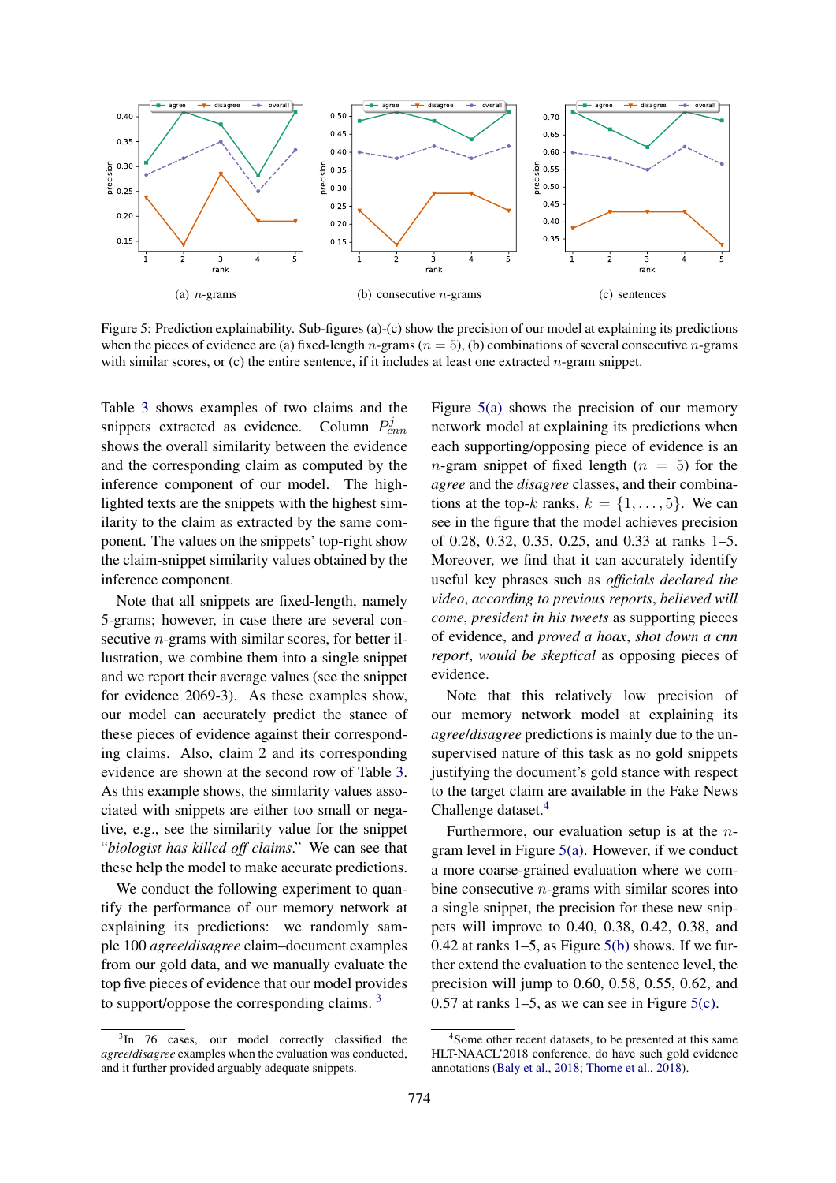(a) $n$-grams (b) consecutive $n$-grams (c) sentences

Figure 5: Prediction explainability. Sub-figures (a)-(c) show the precision of our model at explaining its predictions when the pieces of evidence are (a) fixed-length $n$-grams ($n = 5$), (b) combinations of several consecutive $n$-grams with similar scores, or (c) the entire sentence, if it includes at least one extracted $n$-gram snippet.

Table 3 shows examples of two claims and the snippets extracted as evidence. Column $P^j_{cnn}$ shows the overall similarity between the evidence and the corresponding claim as computed by the inference component of our model. The highlighted texts are the snippets with the highest similarity to the claim as extracted by the same component. The values on the snippets' top-right show the claim-snippet similarity values obtained by the inference component.

Note that all snippets are fixed-length, namely 5-grams; however, in case there are several consecutive $n$-grams with similar scores, for better illustration, we combine them into a single snippet and we report their average values (see the snippet for evidence 2069-3). As these examples show, our model can accurately predict the stance of these pieces of evidence against their corresponding claims. Also, claim 2 and its corresponding evidence are shown at the second row of Table 3. As this example shows, the similarity values associated with snippets are either too small or negative, e.g., see the similarity value for the snippet "*biologist has killed off claims*." We can see that these help the model to make accurate predictions.

We conduct the following experiment to quantify the performance of our memory network at explaining its predictions: we randomly sample 100 *agree*/*disagree* claim–document examples from our gold data, and we manually evaluate the top five pieces of evidence that our model provides to support/oppose the corresponding claims.[3]

Figure 5(a) shows the precision of our memory network model at explaining its predictions when each supporting/opposing piece of evidence is an $n$-gram snippet of fixed length ($n = 5$) for the *agree* and the *disagree* classes, and their combinations at the top-$k$ ranks, $k = \{1, \ldots, 5\}$. We can see in the figure that the model achieves precision of 0.28, 0.32, 0.35, 0.25, and 0.33 at ranks 1–5. Moreover, we find that it can accurately identify useful key phrases such as *officials declared the video*, *according to previous reports*, *believed will come*, *president in his tweets* as supporting pieces of evidence, and *proved a hoax*, *shot down a cnn report*, *would be skeptical* as opposing pieces of evidence.

Note that this relatively low precision of our memory network model at explaining its *agree*/*disagree* predictions is mainly due to the unsupervised nature of this task as no gold snippets justifying the document's gold stance with respect to the target claim are available in the Fake News Challenge dataset.[4]

Furthermore, our evaluation setup is at the $n$-gram level in Figure 5(a). However, if we conduct a more coarse-grained evaluation where we combine consecutive $n$-grams with similar scores into a single snippet, the precision for these new snippets will improve to 0.40, 0.38, 0.42, 0.38, and 0.42 at ranks 1–5, as Figure 5(b) shows. If we further extend the evaluation to the sentence level, the precision will jump to 0.60, 0.58, 0.55, 0.62, and 0.57 at ranks 1–5, as we can see in Figure 5(c).

[3] In 76 cases, our model correctly classified the *agree*/*disagree* examples when the evaluation was conducted, and it further provided arguably adequate snippets.

[4] Some other recent datasets, to be presented at this same HLT-NAACL'2018 conference, do have such gold evidence annotations (Baly et al., 2018; Thorne et al., 2018).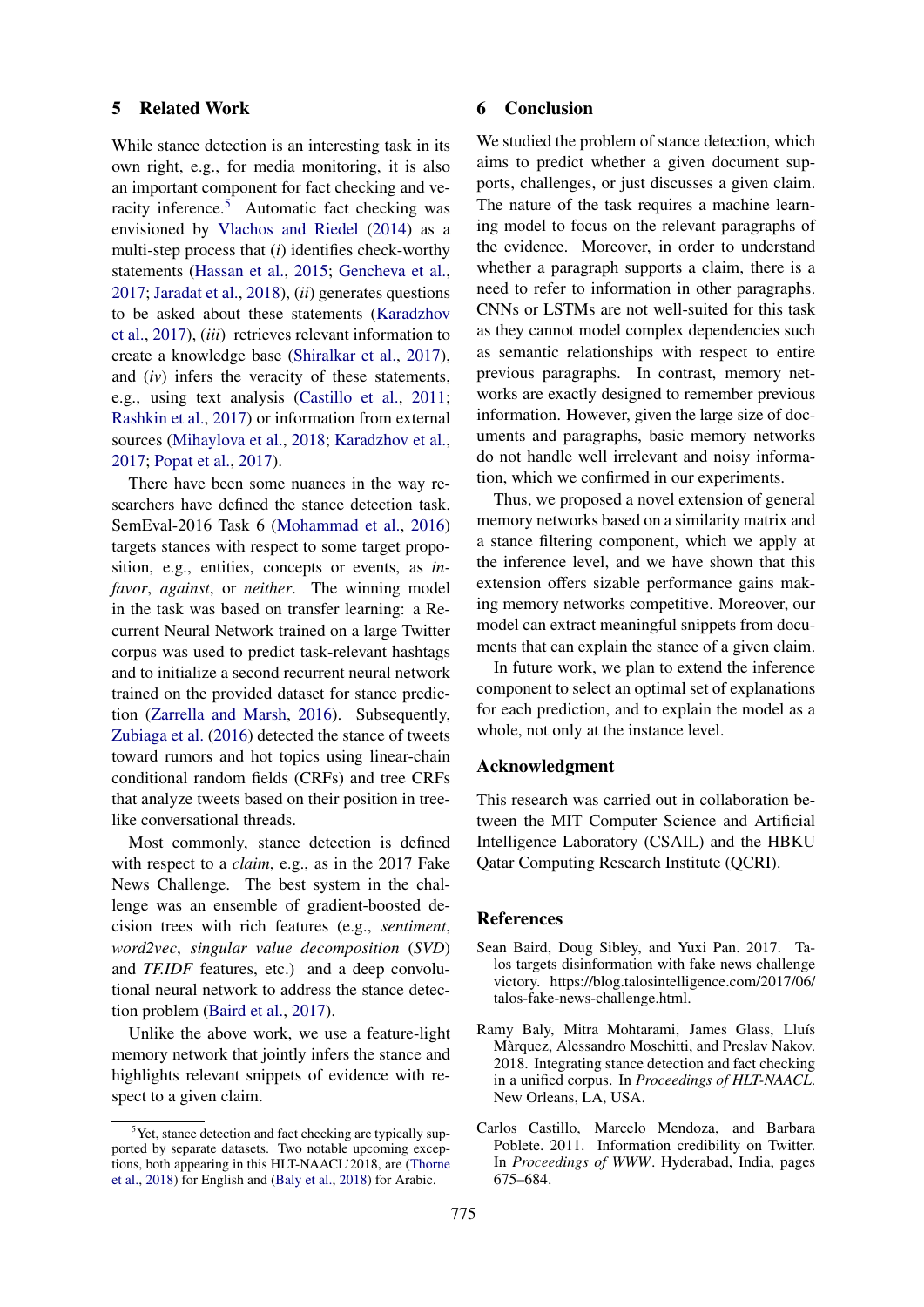## 5 Related Work

While stance detection is an interesting task in its own right, e.g., for media monitoring, it is also an important component for fact checking and veracity inference.[5] Automatic fact checking was envisioned by Vlachos and Riedel (2014) as a multi-step process that (*i*) identifies check-worthy statements (Hassan et al., 2015; Gencheva et al., 2017; Jaradat et al., 2018), (*ii*) generates questions to be asked about these statements (Karadzhov et al., 2017), (*iii*) retrieves relevant information to create a knowledge base (Shiralkar et al., 2017), and (*iv*) infers the veracity of these statements, e.g., using text analysis (Castillo et al., 2011; Rashkin et al., 2017) or information from external sources (Mihaylova et al., 2018; Karadzhov et al., 2017; Popat et al., 2017).

There have been some nuances in the way researchers have defined the stance detection task. SemEval-2016 Task 6 (Mohammad et al., 2016) targets stances with respect to some target proposition, e.g., entities, concepts or events, as *in-favor*, *against*, or *neither*. The winning model in the task was based on transfer learning: a Recurrent Neural Network trained on a large Twitter corpus was used to predict task-relevant hashtags and to initialize a second recurrent neural network trained on the provided dataset for stance prediction (Zarrella and Marsh, 2016). Subsequently, Zubiaga et al. (2016) detected the stance of tweets toward rumors and hot topics using linear-chain conditional random fields (CRFs) and tree CRFs that analyze tweets based on their position in tree-like conversational threads.

Most commonly, stance detection is defined with respect to a *claim*, e.g., as in the 2017 Fake News Challenge. The best system in the challenge was an ensemble of gradient-boosted decision trees with rich features (e.g., *sentiment*, *word2vec*, *singular value decomposition* (*SVD*) and *TF.IDF* features, etc.) and a deep convolutional neural network to address the stance detection problem (Baird et al., 2017).

Unlike the above work, we use a feature-light memory network that jointly infers the stance and highlights relevant snippets of evidence with respect to a given claim.

[5] Yet, stance detection and fact checking are typically supported by separate datasets. Two notable upcoming exceptions, both appearing in this HLT-NAACL'2018, are (Thorne et al., 2018) for English and (Baly et al., 2018) for Arabic.

## 6 Conclusion

We studied the problem of stance detection, which aims to predict whether a given document supports, challenges, or just discusses a given claim. The nature of the task requires a machine learning model to focus on the relevant paragraphs of the evidence. Moreover, in order to understand whether a paragraph supports a claim, there is a need to refer to information in other paragraphs. CNNs or LSTMs are not well-suited for this task as they cannot model complex dependencies such as semantic relationships with respect to entire previous paragraphs. In contrast, memory networks are exactly designed to remember previous information. However, given the large size of documents and paragraphs, basic memory networks do not handle well irrelevant and noisy information, which we confirmed in our experiments.

Thus, we proposed a novel extension of general memory networks based on a similarity matrix and a stance filtering component, which we apply at the inference level, and we have shown that this extension offers sizable performance gains making memory networks competitive. Moreover, our model can extract meaningful snippets from documents that can explain the stance of a given claim.

In future work, we plan to extend the inference component to select an optimal set of explanations for each prediction, and to explain the model as a whole, not only at the instance level.

## Acknowledgment

This research was carried out in collaboration between the MIT Computer Science and Artificial Intelligence Laboratory (CSAIL) and the HBKU Qatar Computing Research Institute (QCRI).

## References

Sean Baird, Doug Sibley, and Yuxi Pan. 2017. Talos targets disinformation with fake news challenge victory. https://blog.talosintelligence.com/2017/06/talos-fake-news-challenge.html.

Ramy Baly, Mitra Mohtarami, James Glass, Lluís Màrquez, Alessandro Moschitti, and Preslav Nakov. 2018. Integrating stance detection and fact checking in a unified corpus. In *Proceedings of HLT-NAACL*. New Orleans, LA, USA.

Carlos Castillo, Marcelo Mendoza, and Barbara Poblete. 2011. Information credibility on Twitter. In *Proceedings of WWW*. Hyderabad, India, pages 675–684.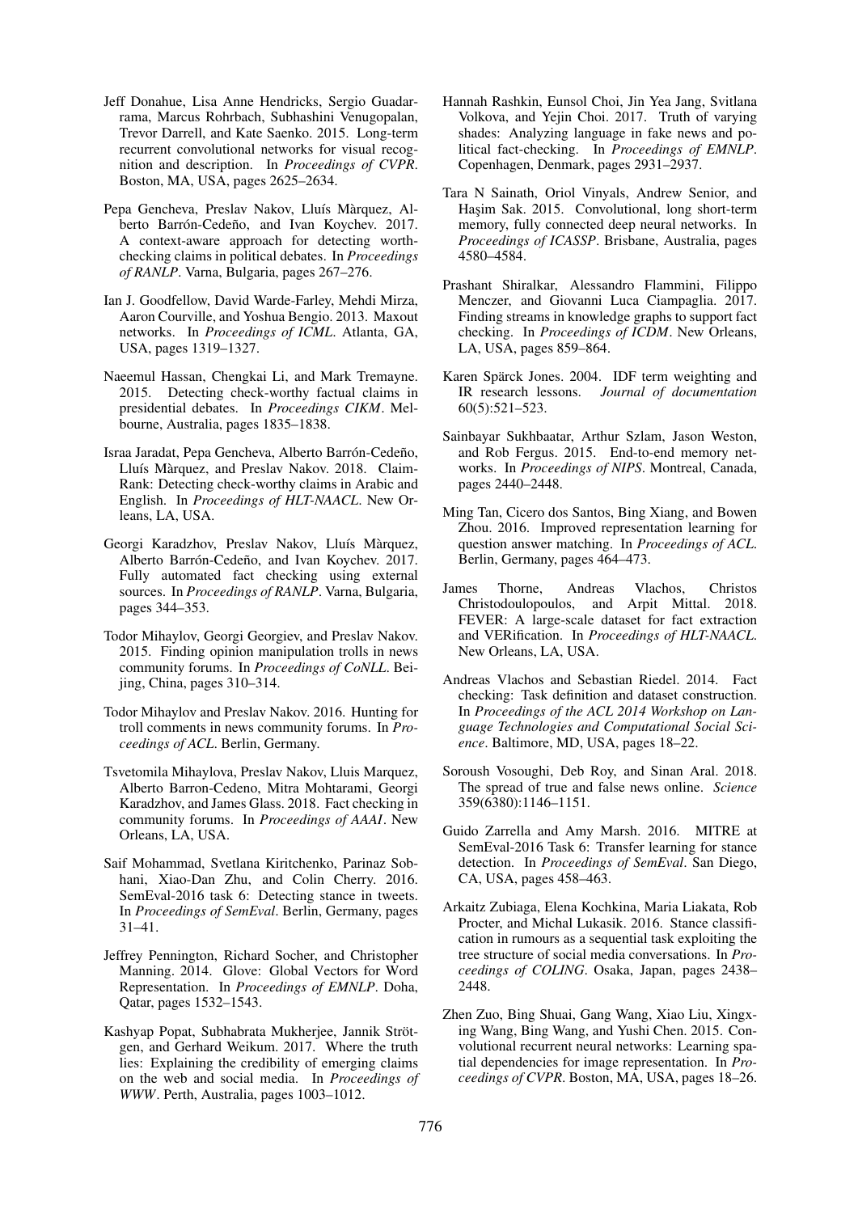Jeff Donahue, Lisa Anne Hendricks, Sergio Guadarrama, Marcus Rohrbach, Subhashini Venugopalan, Trevor Darrell, and Kate Saenko. 2015. Long-term recurrent convolutional networks for visual recognition and description. In *Proceedings of CVPR*. Boston, MA, USA, pages 2625–2634.

Pepa Gencheva, Preslav Nakov, Lluís Màrquez, Alberto Barrón-Cedeño, and Ivan Koychev. 2017. A context-aware approach for detecting worth-checking claims in political debates. In *Proceedings of RANLP*. Varna, Bulgaria, pages 267–276.

Ian J. Goodfellow, David Warde-Farley, Mehdi Mirza, Aaron Courville, and Yoshua Bengio. 2013. Maxout networks. In *Proceedings of ICML*. Atlanta, GA, USA, pages 1319–1327.

Naeemul Hassan, Chengkai Li, and Mark Tremayne. 2015. Detecting check-worthy factual claims in presidential debates. In *Proceedings CIKM*. Melbourne, Australia, pages 1835–1838.

Israa Jaradat, Pepa Gencheva, Alberto Barrón-Cedeño, Lluís Màrquez, and Preslav Nakov. 2018. Claim-Rank: Detecting check-worthy claims in Arabic and English. In *Proceedings of HLT-NAACL*. New Orleans, LA, USA.

Georgi Karadzhov, Preslav Nakov, Lluís Màrquez, Alberto Barrón-Cedeño, and Ivan Koychev. 2017. Fully automated fact checking using external sources. In *Proceedings of RANLP*. Varna, Bulgaria, pages 344–353.

Todor Mihaylov, Georgi Georgiev, and Preslav Nakov. 2015. Finding opinion manipulation trolls in news community forums. In *Proceedings of CoNLL*. Beijing, China, pages 310–314.

Todor Mihaylov and Preslav Nakov. 2016. Hunting for troll comments in news community forums. In *Proceedings of ACL*. Berlin, Germany.

Tsvetomila Mihaylova, Preslav Nakov, Lluis Marquez, Alberto Barron-Cedeno, Mitra Mohtarami, Georgi Karadzhov, and James Glass. 2018. Fact checking in community forums. In *Proceedings of AAAI*. New Orleans, LA, USA.

Saif Mohammad, Svetlana Kiritchenko, Parinaz Sobhani, Xiao-Dan Zhu, and Colin Cherry. 2016. SemEval-2016 task 6: Detecting stance in tweets. In *Proceedings of SemEval*. Berlin, Germany, pages 31–41.

Jeffrey Pennington, Richard Socher, and Christopher Manning. 2014. Glove: Global Vectors for Word Representation. In *Proceedings of EMNLP*. Doha, Qatar, pages 1532–1543.

Kashyap Popat, Subhabrata Mukherjee, Jannik Strötgen, and Gerhard Weikum. 2017. Where the truth lies: Explaining the credibility of emerging claims on the web and social media. In *Proceedings of WWW*. Perth, Australia, pages 1003–1012.

Hannah Rashkin, Eunsol Choi, Jin Yea Jang, Svitlana Volkova, and Yejin Choi. 2017. Truth of varying shades: Analyzing language in fake news and political fact-checking. In *Proceedings of EMNLP*. Copenhagen, Denmark, pages 2931–2937.

Tara N Sainath, Oriol Vinyals, Andrew Senior, and Haşim Sak. 2015. Convolutional, long short-term memory, fully connected deep neural networks. In *Proceedings of ICASSP*. Brisbane, Australia, pages 4580–4584.

Prashant Shiralkar, Alessandro Flammini, Filippo Menczer, and Giovanni Luca Ciampaglia. 2017. Finding streams in knowledge graphs to support fact checking. In *Proceedings of ICDM*. New Orleans, LA, USA, pages 859–864.

Karen Spärck Jones. 2004. IDF term weighting and IR research lessons. *Journal of documentation* 60(5):521–523.

Sainbayar Sukhbaatar, Arthur Szlam, Jason Weston, and Rob Fergus. 2015. End-to-end memory networks. In *Proceedings of NIPS*. Montreal, Canada, pages 2440–2448.

Ming Tan, Cicero dos Santos, Bing Xiang, and Bowen Zhou. 2016. Improved representation learning for question answer matching. In *Proceedings of ACL*. Berlin, Germany, pages 464–473.

James Thorne, Andreas Vlachos, Christos Christodoulopoulos, and Arpit Mittal. 2018. FEVER: A large-scale dataset for fact extraction and VERification. In *Proceedings of HLT-NAACL*. New Orleans, LA, USA.

Andreas Vlachos and Sebastian Riedel. 2014. Fact checking: Task definition and dataset construction. In *Proceedings of the ACL 2014 Workshop on Language Technologies and Computational Social Science*. Baltimore, MD, USA, pages 18–22.

Soroush Vosoughi, Deb Roy, and Sinan Aral. 2018. The spread of true and false news online. *Science* 359(6380):1146–1151.

Guido Zarrella and Amy Marsh. 2016. MITRE at SemEval-2016 Task 6: Transfer learning for stance detection. In *Proceedings of SemEval*. San Diego, CA, USA, pages 458–463.

Arkaitz Zubiaga, Elena Kochkina, Maria Liakata, Rob Procter, and Michal Lukasik. 2016. Stance classification in rumours as a sequential task exploiting the tree structure of social media conversations. In *Proceedings of COLING*. Osaka, Japan, pages 2438–2448.

Zhen Zuo, Bing Shuai, Gang Wang, Xiao Liu, Xingxing Wang, Bing Wang, and Yushi Chen. 2015. Convolutional recurrent neural networks: Learning spatial dependencies for image representation. In *Proceedings of CVPR*. Boston, MA, USA, pages 18–26.